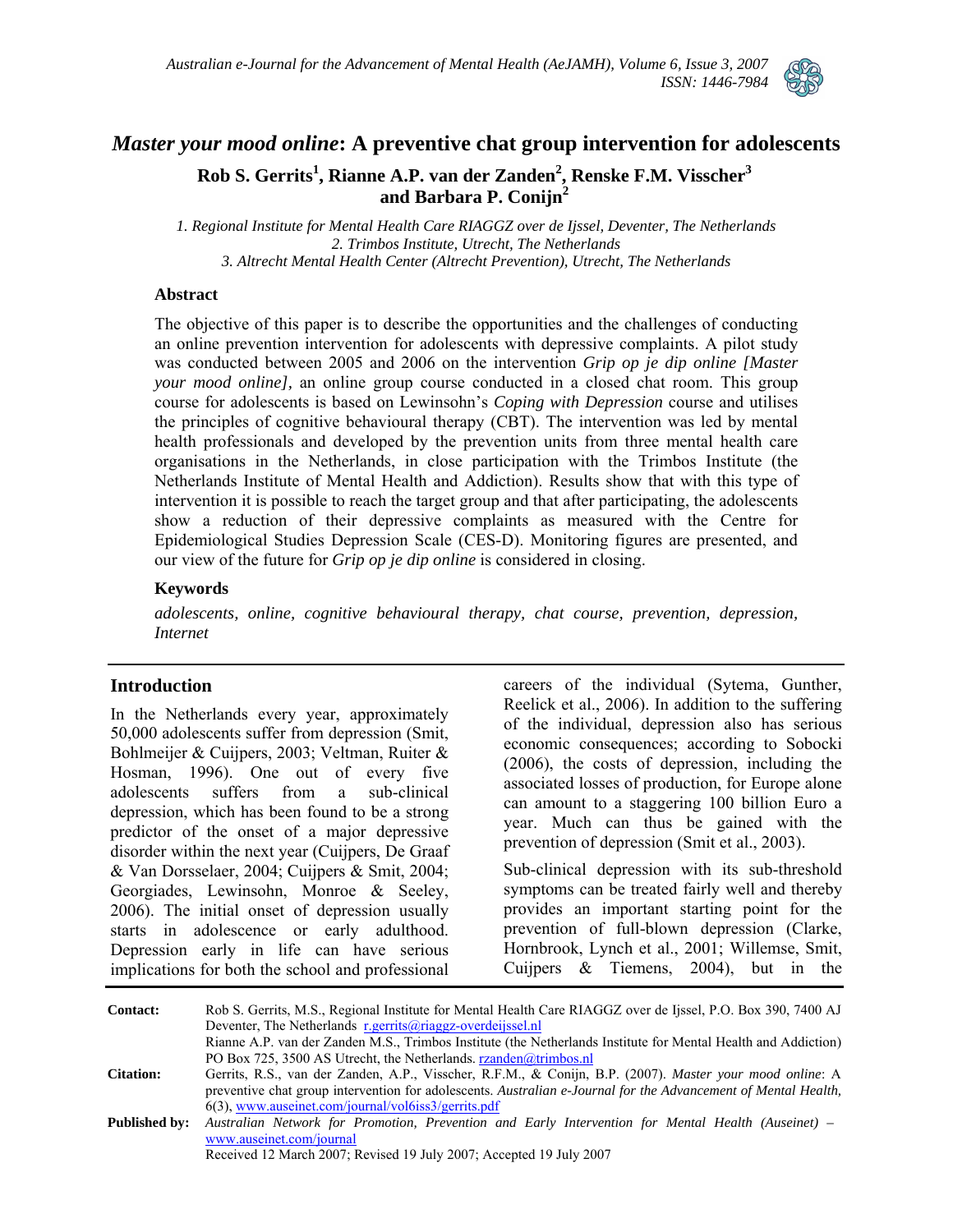# *Master your mood online*: A preventive chat group intervention for adolescents

**Rob S. Gerrits[1], Rianne A.P. van der Zanden[2], Renske F.M. Visscher[3] and Barbara P. Conijn[2]**

*1. Regional Institute for Mental Health Care RIAGGZ over de Ijssel, Deventer, The Netherlands*
*2. Trimbos Institute, Utrecht, The Netherlands*
*3. Altrecht Mental Health Center (Altrecht Prevention), Utrecht, The Netherlands*

### Abstract

The objective of this paper is to describe the opportunities and the challenges of conducting an online prevention intervention for adolescents with depressive complaints. A pilot study was conducted between 2005 and 2006 on the intervention *Grip op je dip online [Master your mood online],* an online group course conducted in a closed chat room. This group course for adolescents is based on Lewinsohn's *Coping with Depression* course and utilises the principles of cognitive behavioural therapy (CBT). The intervention was led by mental health professionals and developed by the prevention units from three mental health care organisations in the Netherlands, in close participation with the Trimbos Institute (the Netherlands Institute of Mental Health and Addiction). Results show that with this type of intervention it is possible to reach the target group and that after participating, the adolescents show a reduction of their depressive complaints as measured with the Centre for Epidemiological Studies Depression Scale (CES-D). Monitoring figures are presented, and our view of the future for *Grip op je dip online* is considered in closing.

### Keywords

*adolescents, online, cognitive behavioural therapy, chat course, prevention, depression, Internet*

## Introduction

In the Netherlands every year, approximately 50,000 adolescents suffer from depression (Smit, Bohlmeijer & Cuijpers, 2003; Veltman, Ruiter & Hosman, 1996). One out of every five adolescents suffers from a sub-clinical depression, which has been found to be a strong predictor of the onset of a major depressive disorder within the next year (Cuijpers, De Graaf & Van Dorsselaer, 2004; Cuijpers & Smit, 2004; Georgiades, Lewinsohn, Monroe & Seeley, 2006). The initial onset of depression usually starts in adolescence or early adulthood. Depression early in life can have serious implications for both the school and professional careers of the individual (Sytema, Gunther, Reelick et al., 2006). In addition to the suffering of the individual, depression also has serious economic consequences; according to Sobocki (2006), the costs of depression, including the associated losses of production, for Europe alone can amount to a staggering 100 billion Euro a year. Much can thus be gained with the prevention of depression (Smit et al., 2003).

Sub-clinical depression with its sub-threshold symptoms can be treated fairly well and thereby provides an important starting point for the prevention of full-blown depression (Clarke, Hornbrook, Lynch et al., 2001; Willemse, Smit, Cuijpers & Tiemens, 2004), but in the

**Contact:** Rob S. Gerrits, M.S., Regional Institute for Mental Health Care RIAGGZ over de Ijssel, P.O. Box 390, 7400 AJ Deventer, The Netherlands r.gerrits@riaggz-overdeijssel.nl
Rianne A.P. van der Zanden M.S., Trimbos Institute (the Netherlands Institute for Mental Health and Addiction) PO Box 725, 3500 AS Utrecht, the Netherlands. rzanden@trimbos.nl

**Citation:** Gerrits, R.S., van der Zanden, A.P., Visscher, R.F.M., & Conijn, B.P. (2007). *Master your mood online*: A preventive chat group intervention for adolescents. *Australian e-Journal for the Advancement of Mental Health,* 6(3), www.auseinet.com/journal/vol6iss3/gerrits.pdf

**Published by:** *Australian Network for Promotion, Prevention and Early Intervention for Mental Health (Auseinet) –* www.auseinet.com/journal
Received 12 March 2007; Revised 19 July 2007; Accepted 19 July 2007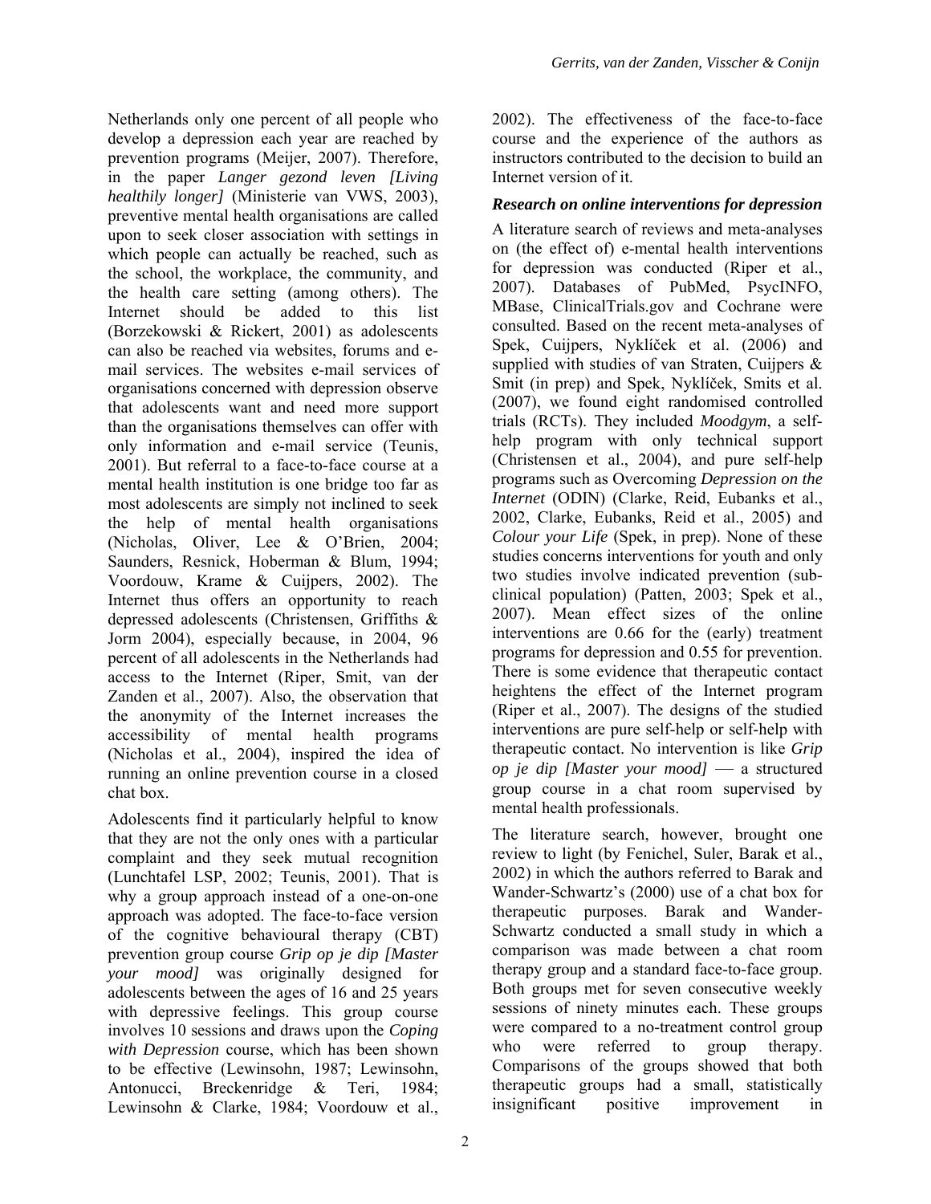Netherlands only one percent of all people who develop a depression each year are reached by prevention programs (Meijer, 2007). Therefore, in the paper *Langer gezond leven [Living healthily longer]* (Ministerie van VWS, 2003), preventive mental health organisations are called upon to seek closer association with settings in which people can actually be reached, such as the school, the workplace, the community, and the health care setting (among others). The Internet should be added to this list (Borzekowski & Rickert, 2001) as adolescents can also be reached via websites, forums and e-mail services. The websites e-mail services of organisations concerned with depression observe that adolescents want and need more support than the organisations themselves can offer with only information and e-mail service (Teunis, 2001). But referral to a face-to-face course at a mental health institution is one bridge too far as most adolescents are simply not inclined to seek the help of mental health organisations (Nicholas, Oliver, Lee & O'Brien, 2004; Saunders, Resnick, Hoberman & Blum, 1994; Voordouw, Krame & Cuijpers, 2002). The Internet thus offers an opportunity to reach depressed adolescents (Christensen, Griffiths & Jorm 2004), especially because, in 2004, 96 percent of all adolescents in the Netherlands had access to the Internet (Riper, Smit, van der Zanden et al., 2007). Also, the observation that the anonymity of the Internet increases the accessibility of mental health programs (Nicholas et al., 2004), inspired the idea of running an online prevention course in a closed chat box.

Adolescents find it particularly helpful to know that they are not the only ones with a particular complaint and they seek mutual recognition (Lunchtafel LSP, 2002; Teunis, 2001). That is why a group approach instead of a one-on-one approach was adopted. The face-to-face version of the cognitive behavioural therapy (CBT) prevention group course *Grip op je dip [Master your mood]* was originally designed for adolescents between the ages of 16 and 25 years with depressive feelings. This group course involves 10 sessions and draws upon the *Coping with Depression* course, which has been shown to be effective (Lewinsohn, 1987; Lewinsohn, Antonucci, Breckenridge & Teri, 1984; Lewinsohn & Clarke, 1984; Voordouw et al., 2002). The effectiveness of the face-to-face course and the experience of the authors as instructors contributed to the decision to build an Internet version of it.

### *Research on online interventions for depression*

A literature search of reviews and meta-analyses on (the effect of) e-mental health interventions for depression was conducted (Riper et al., 2007). Databases of PubMed, PsycINFO, MBase, ClinicalTrials.gov and Cochrane were consulted. Based on the recent meta-analyses of Spek, Cuijpers, Nyklíček et al. (2006) and supplied with studies of van Straten, Cuijpers & Smit (in prep) and Spek, Nyklíček, Smits et al. (2007), we found eight randomised controlled trials (RCTs). They included *Moodgym*, a self-help program with only technical support (Christensen et al., 2004), and pure self-help programs such as Overcoming *Depression on the Internet* (ODIN) (Clarke, Reid, Eubanks et al., 2002, Clarke, Eubanks, Reid et al., 2005) and *Colour your Life* (Spek, in prep). None of these studies concerns interventions for youth and only two studies involve indicated prevention (sub-clinical population) (Patten, 2003; Spek et al., 2007). Mean effect sizes of the online interventions are 0.66 for the (early) treatment programs for depression and 0.55 for prevention. There is some evidence that therapeutic contact heightens the effect of the Internet program (Riper et al., 2007). The designs of the studied interventions are pure self-help or self-help with therapeutic contact. No intervention is like *Grip op je dip [Master your mood]* — a structured group course in a chat room supervised by mental health professionals.

The literature search, however, brought one review to light (by Fenichel, Suler, Barak et al., 2002) in which the authors referred to Barak and Wander-Schwartz's (2000) use of a chat box for therapeutic purposes. Barak and Wander-Schwartz conducted a small study in which a comparison was made between a chat room therapy group and a standard face-to-face group. Both groups met for seven consecutive weekly sessions of ninety minutes each. These groups were compared to a no-treatment control group who were referred to group therapy. Comparisons of the groups showed that both therapeutic groups had a small, statistically insignificant positive improvement in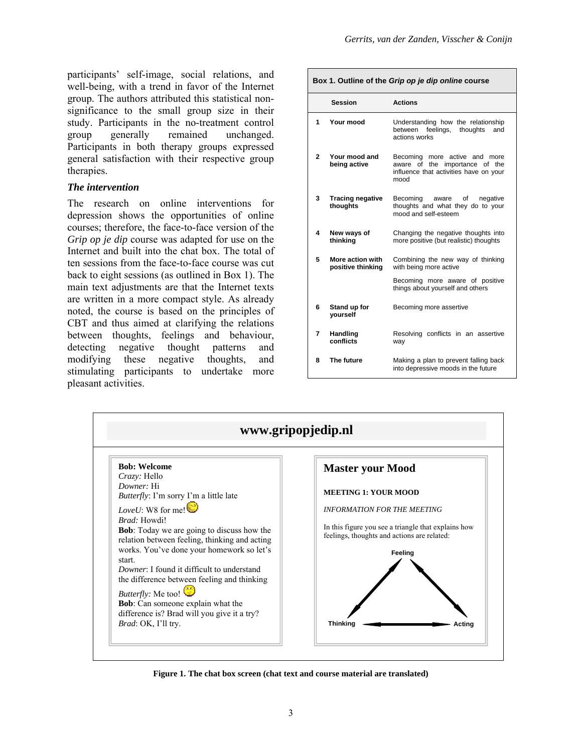participants' self-image, social relations, and well-being, with a trend in favor of the Internet group. The authors attributed this statistical non-significance to the small group size in their study. Participants in the no-treatment control group generally remained unchanged. Participants in both therapy groups expressed general satisfaction with their respective group therapies.

### *The intervention*

The research on online interventions for depression shows the opportunities of online courses; therefore, the *Grip op je dip* course was adapted for use on the Internet and built into the chat box. The total of ten sessions from the face-to-face course was cut back to eight sessions (as outlined in Box 1). The main text adjustments are that the Internet texts are written in a more compact style. As already noted, the course is based on the principles of CBT and thus aimed at clarifying the relations between thoughts, feelings and behaviour, detecting negative thought patterns and modifying these negative thoughts, and stimulating participants to undertake more pleasant activities.

**Box 1. Outline of the *Grip op je dip online* course**

| | Session | Actions |
|---|---|---|
| 1 | **Your mood** | Understanding how the relationship between feelings, thoughts and actions works |
| 2 | **Your mood and being active** | Becoming more active and more aware of the importance of the influence that activities have on your mood |
| 3 | **Tracing negative thoughts** | Becoming aware of negative thoughts and what they do to your mood and self-esteem |
| 4 | **New ways of thinking** | Changing the negative thoughts into more positive (but realistic) thoughts |
| 5 | **More action with positive thinking** | Combining the new way of thinking with being more active<br>Becoming more aware of positive things about yourself and others |
| 6 | **Stand up for yourself** | Becoming more assertive |
| 7 | **Handling conflicts** | Resolving conflicts in an assertive way |
| 8 | **The future** | Making a plan to prevent falling back into depressive moods in the future |

**www.gripopjedip.nl**

**Bob: Welcome**
*Crazy:* Hello
*Downer:* Hi
*Butterfly*: I'm sorry I'm a little late
*LoveU*: W8 for me!
*Brad:* Howdi!
**Bob**: Today we are going to discuss how the relation between feeling, thinking and acting works. You've done your homework so let's start.
*Downer*: I found it difficult to understand the difference between feeling and thinking
*Butterfly:* Me too!
**Bob**: Can someone explain what the difference is? Brad will you give it a try?
*Brad*: OK, I'll try.

**Master your Mood**

**MEETING 1: YOUR MOOD**

*INFORMATION FOR THE MEETING*

In this figure you see a triangle that explains how feelings, thoughts and actions are related:

Feeling — Thinking — Acting

**Figure 1. The chat box screen (chat text and course material are translated)**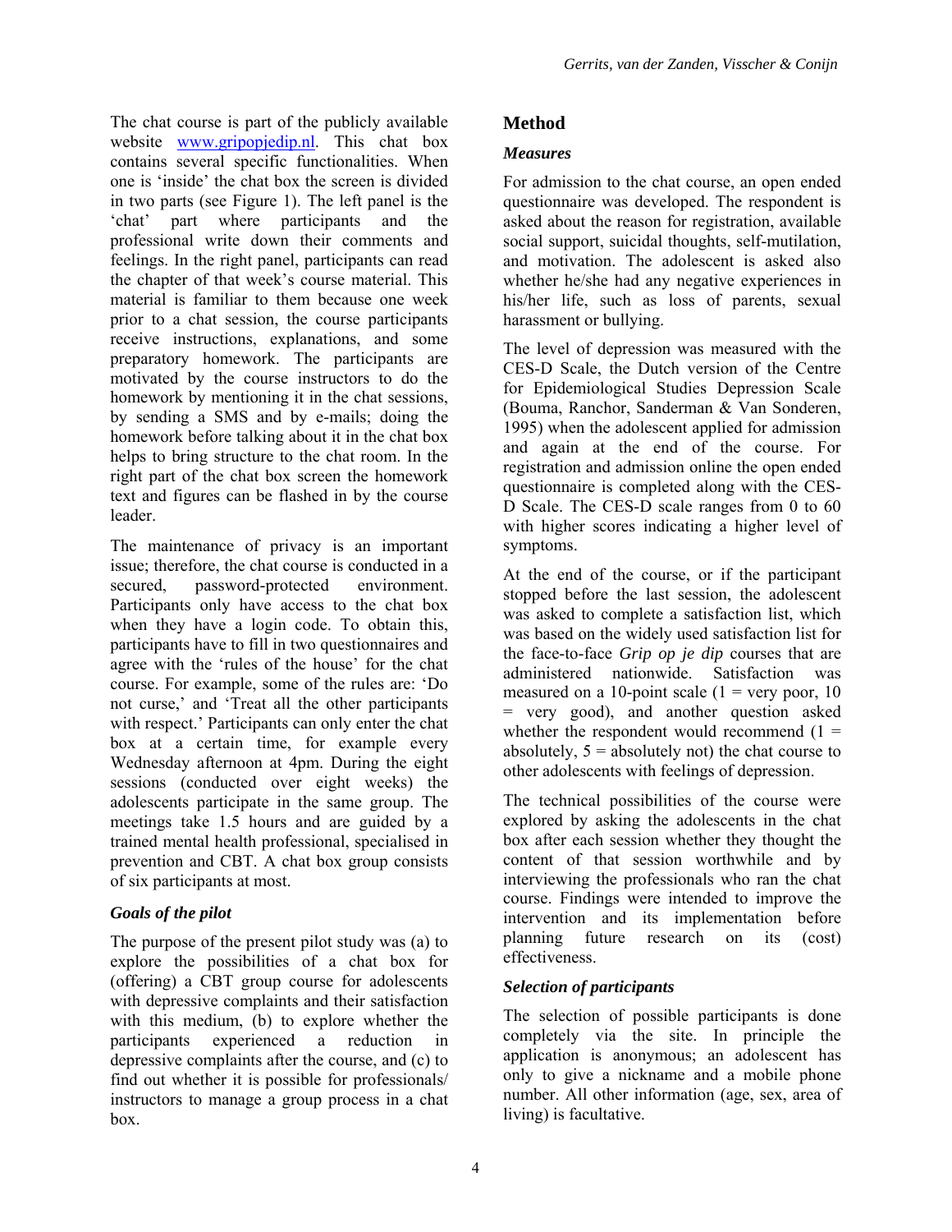The chat course is part of the publicly available website www.gripopjedip.nl. This chat box contains several specific functionalities. When one is 'inside' the chat box the screen is divided in two parts (see Figure 1). The left panel is the 'chat' part where participants and the professional write down their comments and feelings. In the right panel, participants can read the chapter of that week's course material. This material is familiar to them because one week prior to a chat session, the course participants receive instructions, explanations, and some preparatory homework. The participants are motivated by the course instructors to do the homework by mentioning it in the chat sessions, by sending a SMS and by e-mails; doing the homework before talking about it in the chat box helps to bring structure to the chat room. In the right part of the chat box screen the homework text and figures can be flashed in by the course leader.

The maintenance of privacy is an important issue; therefore, the chat course is conducted in a secured, password-protected environment. Participants only have access to the chat box when they have a login code. To obtain this, participants have to fill in two questionnaires and agree with the 'rules of the house' for the chat course. For example, some of the rules are: 'Do not curse,' and 'Treat all the other participants with respect.' Participants can only enter the chat box at a certain time, for example every Wednesday afternoon at 4pm. During the eight sessions (conducted over eight weeks) the adolescents participate in the same group. The meetings take 1.5 hours and are guided by a trained mental health professional, specialised in prevention and CBT. A chat box group consists of six participants at most.

### *Goals of the pilot*

The purpose of the present pilot study was (a) to explore the possibilities of a chat box for (offering) a CBT group course for adolescents with depressive complaints and their satisfaction with this medium, (b) to explore whether the participants experienced a reduction in depressive complaints after the course, and (c) to find out whether it is possible for professionals/ instructors to manage a group process in a chat box.

## Method

### *Measures*

For admission to the chat course, an open ended questionnaire was developed. The respondent is asked about the reason for registration, available social support, suicidal thoughts, self-mutilation, and motivation. The adolescent is asked also whether he/she had any negative experiences in his/her life, such as loss of parents, sexual harassment or bullying.

The level of depression was measured with the CES-D Scale, the Dutch version of the Centre for Epidemiological Studies Depression Scale (Bouma, Ranchor, Sanderman & Van Sonderen, 1995) when the adolescent applied for admission and again at the end of the course. For registration and admission online the open ended questionnaire is completed along with the CES-D Scale. The CES-D scale ranges from 0 to 60 with higher scores indicating a higher level of symptoms.

At the end of the course, or if the participant stopped before the last session, the adolescent was asked to complete a satisfaction list, which was based on the widely used satisfaction list for the face-to-face *Grip op je dip* courses that are administered nationwide. Satisfaction was measured on a 10-point scale (1 = very poor, 10 = very good), and another question asked whether the respondent would recommend (1 = absolutely, 5 = absolutely not) the chat course to other adolescents with feelings of depression.

The technical possibilities of the course were explored by asking the adolescents in the chat box after each session whether they thought the content of that session worthwhile and by interviewing the professionals who ran the chat course. Findings were intended to improve the intervention and its implementation before planning future research on its (cost) effectiveness.

### *Selection of participants*

The selection of possible participants is done completely via the site. In principle the application is anonymous; an adolescent has only to give a nickname and a mobile phone number. All other information (age, sex, area of living) is facultative.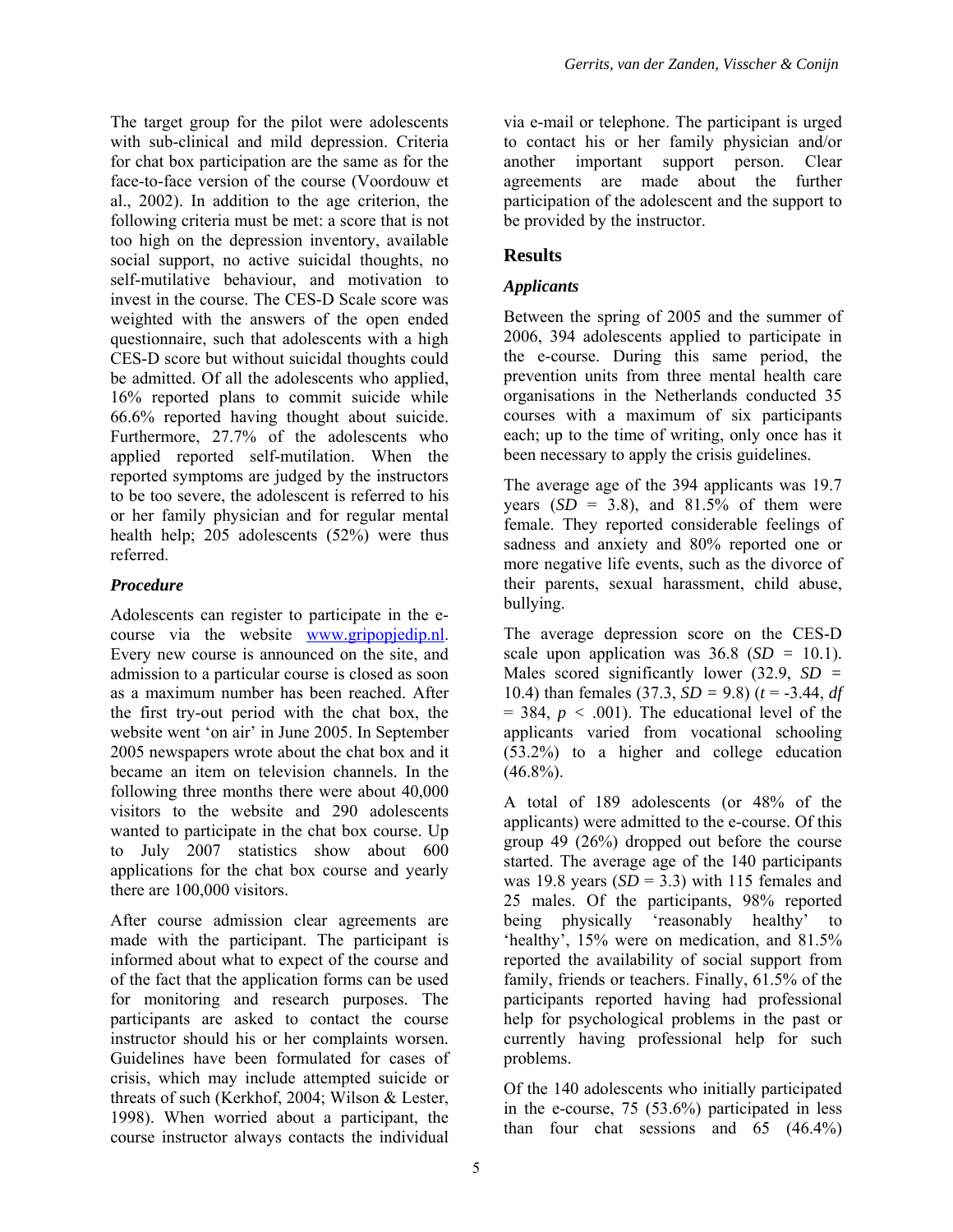The target group for the pilot were adolescents with sub-clinical and mild depression. Criteria for chat box participation are the same as for the face-to-face version of the course (Voordouw et al., 2002). In addition to the age criterion, the following criteria must be met: a score that is not too high on the depression inventory, available social support, no active suicidal thoughts, no self-mutilative behaviour, and motivation to invest in the course. The CES-D Scale score was weighted with the answers of the open ended questionnaire, such that adolescents with a high CES-D score but without suicidal thoughts could be admitted. Of all the adolescents who applied, 16% reported plans to commit suicide while 66.6% reported having thought about suicide. Furthermore, 27.7% of the adolescents who applied reported self-mutilation. When the reported symptoms are judged by the instructors to be too severe, the adolescent is referred to his or her family physician and for regular mental health help; 205 adolescents (52%) were thus referred.

### *Procedure*

Adolescents can register to participate in the e-course via the website www.gripopjedip.nl. Every new course is announced on the site, and admission to a particular course is closed as soon as a maximum number has been reached. After the first try-out period with the chat box, the website went 'on air' in June 2005. In September 2005 newspapers wrote about the chat box and it became an item on television channels. In the following three months there were about 40,000 visitors to the website and 290 adolescents wanted to participate in the chat box course. Up to July 2007 statistics show about 600 applications for the chat box course and yearly there are 100,000 visitors.

After course admission clear agreements are made with the participant. The participant is informed about what to expect of the course and of the fact that the application forms can be used for monitoring and research purposes. The participants are asked to contact the course instructor should his or her complaints worsen. Guidelines have been formulated for cases of crisis, which may include attempted suicide or threats of such (Kerkhof, 2004; Wilson & Lester, 1998). When worried about a participant, the course instructor always contacts the individual via e-mail or telephone. The participant is urged to contact his or her family physician and/or another important support person. Clear agreements are made about the further participation of the adolescent and the support to be provided by the instructor.

## Results

### *Applicants*

Between the spring of 2005 and the summer of 2006, 394 adolescents applied to participate in the e-course. During this same period, the prevention units from three mental health care organisations in the Netherlands conducted 35 courses with a maximum of six participants each; up to the time of writing, only once has it been necessary to apply the crisis guidelines.

The average age of the 394 applicants was 19.7 years ($SD$ = 3.8), and 81.5% of them were female. They reported considerable feelings of sadness and anxiety and 80% reported one or more negative life events, such as the divorce of their parents, sexual harassment, child abuse, bullying.

The average depression score on the CES-D scale upon application was 36.8 ($SD$ = 10.1). Males scored significantly lower (32.9, $SD$ = 10.4) than females (37.3, $SD$ = 9.8) ($t = -3.44$, $df = 384$, $p < .001$). The educational level of the applicants varied from vocational schooling (53.2%) to a higher and college education (46.8%).

A total of 189 adolescents (or 48% of the applicants) were admitted to the e-course. Of this group 49 (26%) dropped out before the course started. The average age of the 140 participants was 19.8 years ($SD$ = 3.3) with 115 females and 25 males. Of the participants, 98% reported being physically 'reasonably healthy' to 'healthy', 15% were on medication, and 81.5% reported the availability of social support from family, friends or teachers. Finally, 61.5% of the participants reported having had professional help for psychological problems in the past or currently having professional help for such problems.

Of the 140 adolescents who initially participated in the e-course, 75 (53.6%) participated in less than four chat sessions and 65 (46.4%)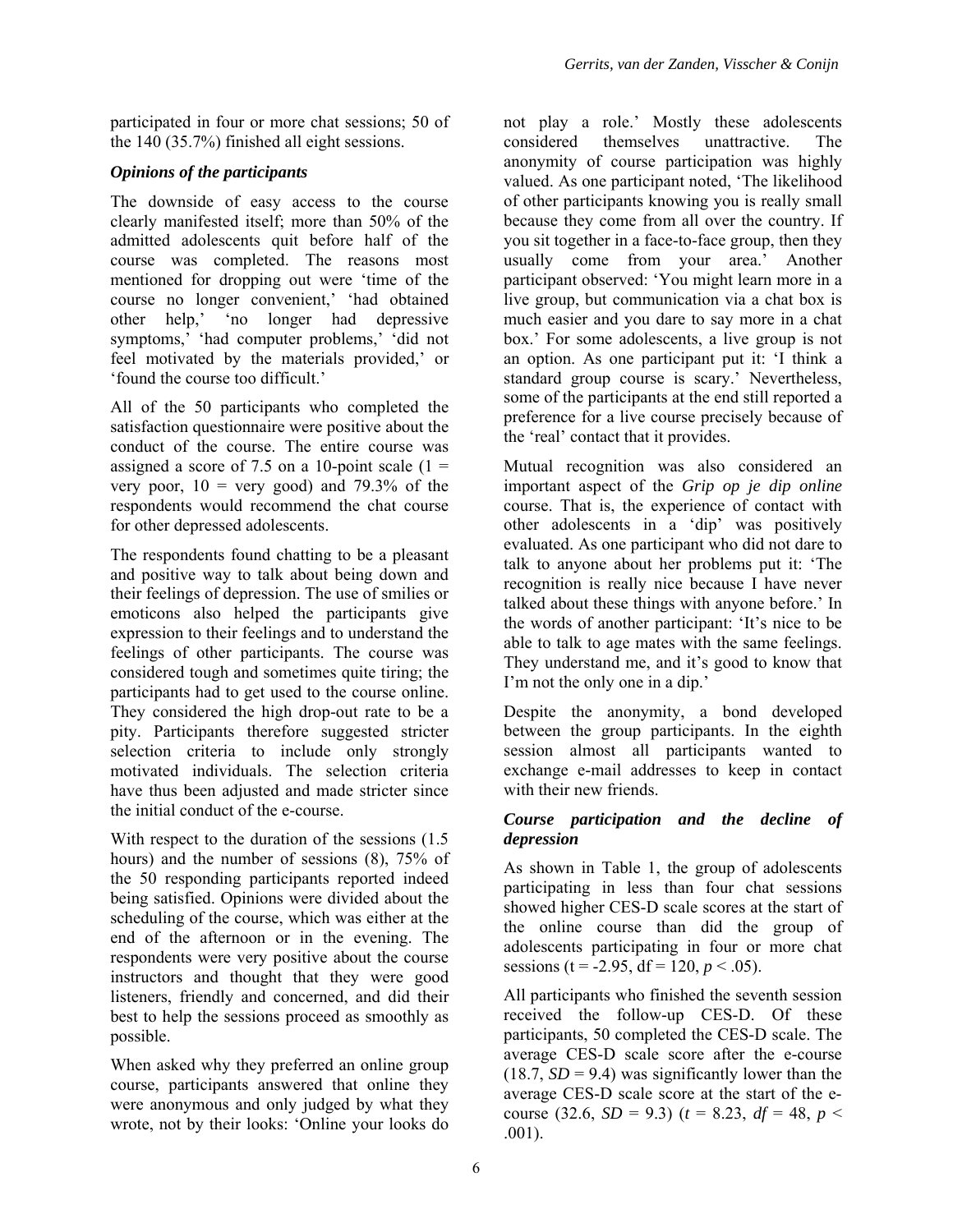participated in four or more chat sessions; 50 of the 140 (35.7%) finished all eight sessions.

### *Opinions of the participants*

The downside of easy access to the course clearly manifested itself; more than 50% of the admitted adolescents quit before half of the course was completed. The reasons most mentioned for dropping out were 'time of the course no longer convenient,' 'had obtained other help,' 'no longer had depressive symptoms,' 'had computer problems,' 'did not feel motivated by the materials provided,' or 'found the course too difficult.'

All of the 50 participants who completed the satisfaction questionnaire were positive about the conduct of the course. The entire course was assigned a score of 7.5 on a 10-point scale (1 = very poor, 10 = very good) and 79.3% of the respondents would recommend the chat course for other depressed adolescents.

The respondents found chatting to be a pleasant and positive way to talk about being down and their feelings of depression. The use of smilies or emoticons also helped the participants give expression to their feelings and to understand the feelings of other participants. The course was considered tough and sometimes quite tiring; the participants had to get used to the course online. They considered the high drop-out rate to be a pity. Participants therefore suggested stricter selection criteria to include only strongly motivated individuals. The selection criteria have thus been adjusted and made stricter since the initial conduct of the e-course.

With respect to the duration of the sessions (1.5 hours) and the number of sessions (8), 75% of the 50 responding participants reported indeed being satisfied. Opinions were divided about the scheduling of the course, which was either at the end of the afternoon or in the evening. The respondents were very positive about the course instructors and thought that they were good listeners, friendly and concerned, and did their best to help the sessions proceed as smoothly as possible.

When asked why they preferred an online group course, participants answered that online they were anonymous and only judged by what they wrote, not by their looks: 'Online your looks do not play a role.' Mostly these adolescents considered themselves unattractive. The anonymity of course participation was highly valued. As one participant noted, 'The likelihood of other participants knowing you is really small because they come from all over the country. If you sit together in a face-to-face group, then they usually come from your area.' Another participant observed: 'You might learn more in a live group, but communication via a chat box is much easier and you dare to say more in a chat box.' For some adolescents, a live group is not an option. As one participant put it: 'I think a standard group course is scary.' Nevertheless, some of the participants at the end still reported a preference for a live course precisely because of the 'real' contact that it provides.

Mutual recognition was also considered an important aspect of the *Grip op je dip online* course. That is, the experience of contact with other adolescents in a 'dip' was positively evaluated. As one participant who did not dare to talk to anyone about her problems put it: 'The recognition is really nice because I have never talked about these things with anyone before.' In the words of another participant: 'It's nice to be able to talk to age mates with the same feelings. They understand me, and it's good to know that I'm not the only one in a dip.'

Despite the anonymity, a bond developed between the group participants. In the eighth session almost all participants wanted to exchange e-mail addresses to keep in contact with their new friends.

### *Course participation and the decline of depression*

As shown in Table 1, the group of adolescents participating in less than four chat sessions showed higher CES-D scale scores at the start of the online course than did the group of adolescents participating in four or more chat sessions ($t = -2.95$, $df = 120$, $p < .05$).

All participants who finished the seventh session received the follow-up CES-D. Of these participants, 50 completed the CES-D scale. The average CES-D scale score after the e-course (18.7, $SD = 9.4$) was significantly lower than the average CES-D scale score at the start of the e-course (32.6, $SD = 9.3$) ($t = 8.23$, $df = 48$, $p < .001$).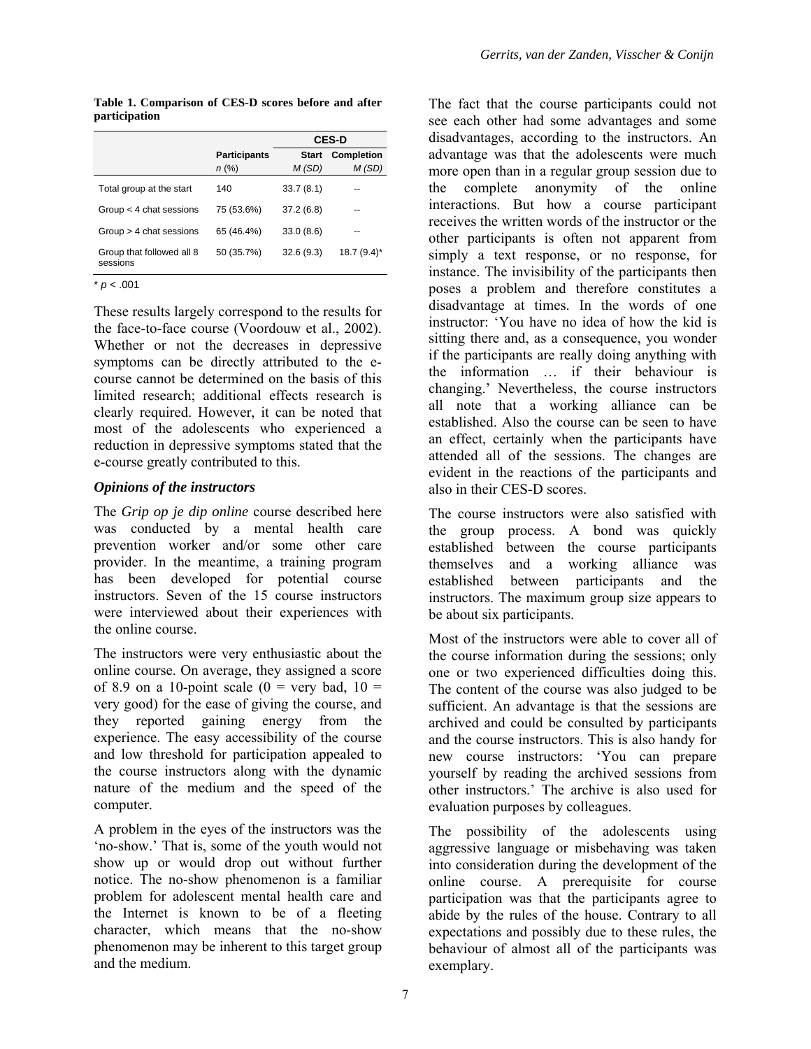**Table 1. Comparison of CES-D scores before and after participation**

| | Participants | CES-D | |
|---|---|---|---|
| | | Start | Completion |
| | *n* (%) | *M (SD)* | *M (SD)* |
| Total group at the start | 140 | 33.7 (8.1) | -- |
| Group < 4 chat sessions | 75 (53.6%) | 37.2 (6.8) | -- |
| Group > 4 chat sessions | 65 (46.4%) | 33.0 (8.6) | -- |
| Group that followed all 8 sessions | 50 (35.7%) | 32.6 (9.3) | 18.7 (9.4)* |

\* $p < .001$

These results largely correspond to the results for the face-to-face course (Voordouw et al., 2002). Whether or not the decreases in depressive symptoms can be directly attributed to the e-course cannot be determined on the basis of this limited research; additional effects research is clearly required. However, it can be noted that most of the adolescents who experienced a reduction in depressive symptoms stated that the e-course greatly contributed to this.

### *Opinions of the instructors*

The *Grip op je dip online* course described here was conducted by a mental health care prevention worker and/or some other care provider. In the meantime, a training program has been developed for potential course instructors. Seven of the 15 course instructors were interviewed about their experiences with the online course.

The instructors were very enthusiastic about the online course. On average, they assigned a score of 8.9 on a 10-point scale (0 = very bad, 10 = very good) for the ease of giving the course, and they reported gaining energy from the experience. The easy accessibility of the course and low threshold for participation appealed to the course instructors along with the dynamic nature of the medium and the speed of the computer.

A problem in the eyes of the instructors was the 'no-show.' That is, some of the youth would not show up or would drop out without further notice. The no-show phenomenon is a familiar problem for adolescent mental health care and the Internet is known to be of a fleeting character, which means that the no-show phenomenon may be inherent to this target group and the medium.

The fact that the course participants could not see each other had some advantages and some disadvantages, according to the instructors. An advantage was that the adolescents were much more open than in a regular group session due to the complete anonymity of the online interactions. But how a course participant receives the written words of the instructor or the other participants is often not apparent from simply a text response, or no response, for instance. The invisibility of the participants then poses a problem and therefore constitutes a disadvantage at times. In the words of one instructor: 'You have no idea of how the kid is sitting there and, as a consequence, you wonder if the participants are really doing anything with the information … if their behaviour is changing.' Nevertheless, the course instructors all note that a working alliance can be established. Also the course can be seen to have an effect, certainly when the participants have attended all of the sessions. The changes are evident in the reactions of the participants and also in their CES-D scores.

The course instructors were also satisfied with the group process. A bond was quickly established between the course participants themselves and a working alliance was established between participants and the instructors. The maximum group size appears to be about six participants.

Most of the instructors were able to cover all of the course information during the sessions; only one or two experienced difficulties doing this. The content of the course was also judged to be sufficient. An advantage is that the sessions are archived and could be consulted by participants and the course instructors. This is also handy for new course instructors: 'You can prepare yourself by reading the archived sessions from other instructors.' The archive is also used for evaluation purposes by colleagues.

The possibility of the adolescents using aggressive language or misbehaving was taken into consideration during the development of the online course. A prerequisite for course participation was that the participants agree to abide by the rules of the house. Contrary to all expectations and possibly due to these rules, the behaviour of almost all of the participants was exemplary.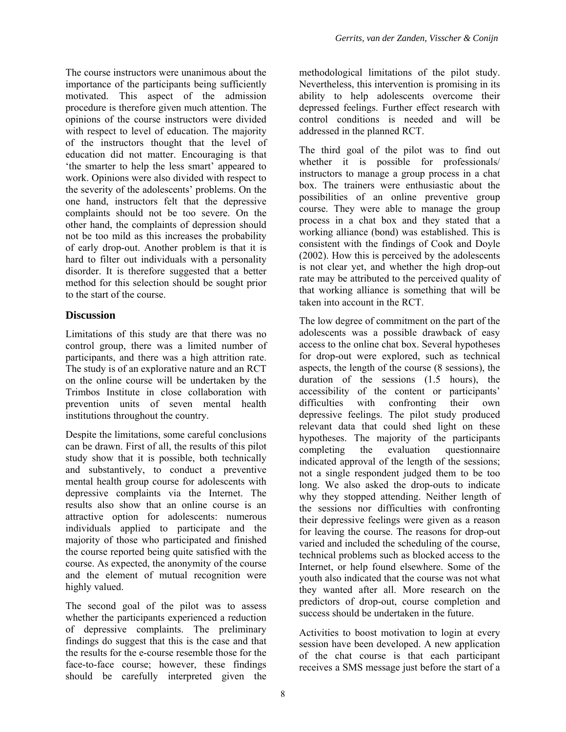The course instructors were unanimous about the importance of the participants being sufficiently motivated. This aspect of the admission procedure is therefore given much attention. The opinions of the course instructors were divided with respect to level of education. The majority of the instructors thought that the level of education did not matter. Encouraging is that 'the smarter to help the less smart' appeared to work. Opinions were also divided with respect to the severity of the adolescents' problems. On the one hand, instructors felt that the depressive complaints should not be too severe. On the other hand, the complaints of depression should not be too mild as this increases the probability of early drop-out. Another problem is that it is hard to filter out individuals with a personality disorder. It is therefore suggested that a better method for this selection should be sought prior to the start of the course.

## Discussion

Limitations of this study are that there was no control group, there was a limited number of participants, and there was a high attrition rate. The study is of an explorative nature and an RCT on the online course will be undertaken by the Trimbos Institute in close collaboration with prevention units of seven mental health institutions throughout the country.

Despite the limitations, some careful conclusions can be drawn. First of all, the results of this pilot study show that it is possible, both technically and substantively, to conduct a preventive mental health group course for adolescents with depressive complaints via the Internet. The results also show that an online course is an attractive option for adolescents: numerous individuals applied to participate and the majority of those who participated and finished the course reported being quite satisfied with the course. As expected, the anonymity of the course and the element of mutual recognition were highly valued.

The second goal of the pilot was to assess whether the participants experienced a reduction of depressive complaints. The preliminary findings do suggest that this is the case and that the results for the e-course resemble those for the face-to-face course; however, these findings should be carefully interpreted given the methodological limitations of the pilot study. Nevertheless, this intervention is promising in its ability to help adolescents overcome their depressed feelings. Further effect research with control conditions is needed and will be addressed in the planned RCT.

The third goal of the pilot was to find out whether it is possible for professionals/ instructors to manage a group process in a chat box. The trainers were enthusiastic about the possibilities of an online preventive group course. They were able to manage the group process in a chat box and they stated that a working alliance (bond) was established. This is consistent with the findings of Cook and Doyle (2002). How this is perceived by the adolescents is not clear yet, and whether the high drop-out rate may be attributed to the perceived quality of that working alliance is something that will be taken into account in the RCT.

The low degree of commitment on the part of the adolescents was a possible drawback of easy access to the online chat box. Several hypotheses for drop-out were explored, such as technical aspects, the length of the course (8 sessions), the duration of the sessions (1.5 hours), the accessibility of the content or participants' difficulties with confronting their own depressive feelings. The pilot study produced relevant data that could shed light on these hypotheses. The majority of the participants completing the evaluation questionnaire indicated approval of the length of the sessions; not a single respondent judged them to be too long. We also asked the drop-outs to indicate why they stopped attending. Neither length of the sessions nor difficulties with confronting their depressive feelings were given as a reason for leaving the course. The reasons for drop-out varied and included the scheduling of the course, technical problems such as blocked access to the Internet, or help found elsewhere. Some of the youth also indicated that the course was not what they wanted after all. More research on the predictors of drop-out, course completion and success should be undertaken in the future.

Activities to boost motivation to login at every session have been developed. A new application of the chat course is that each participant receives a SMS message just before the start of a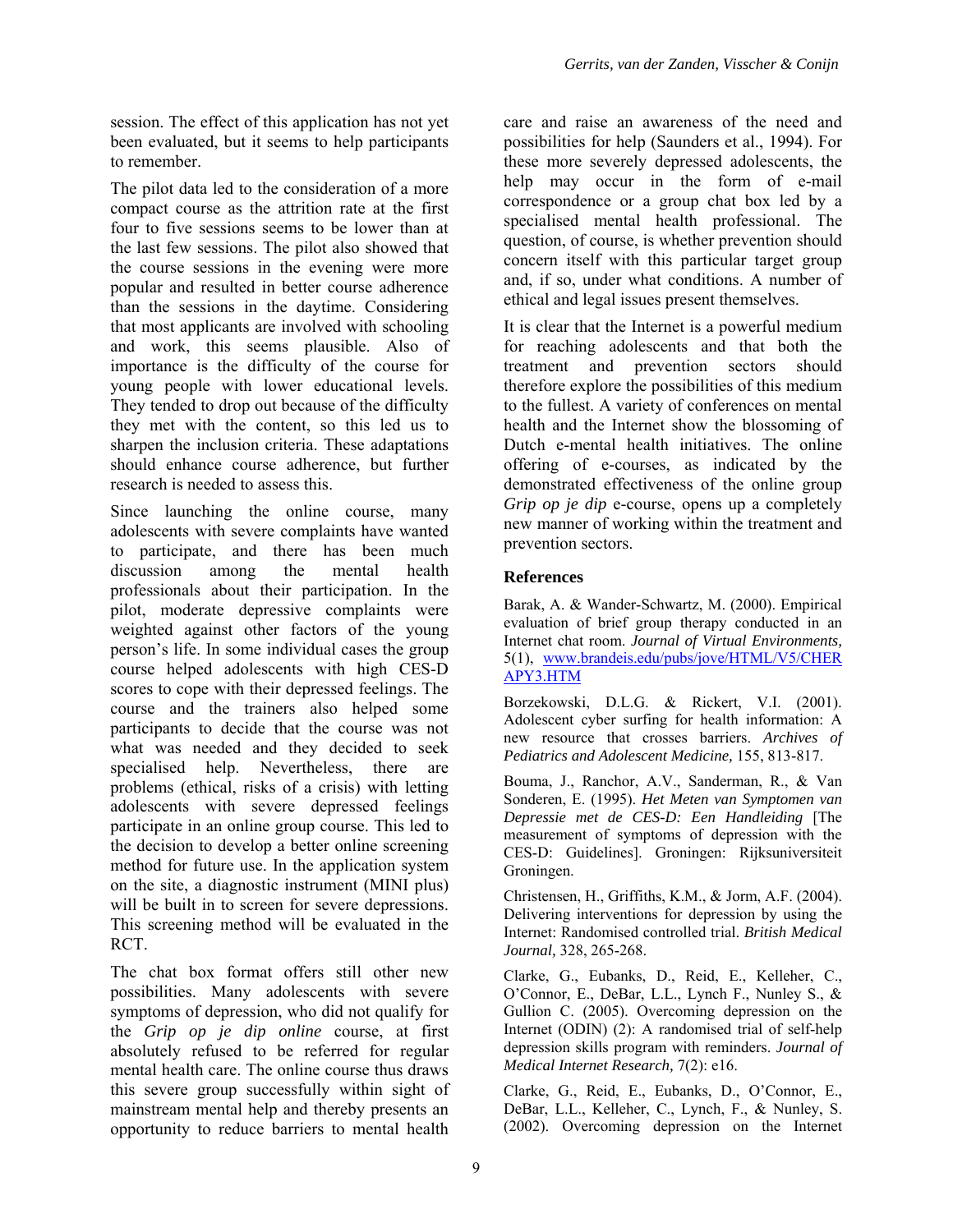session. The effect of this application has not yet been evaluated, but it seems to help participants to remember.

The pilot data led to the consideration of a more compact course as the attrition rate at the first four to five sessions seems to be lower than at the last few sessions. The pilot also showed that the course sessions in the evening were more popular and resulted in better course adherence than the sessions in the daytime. Considering that most applicants are involved with schooling and work, this seems plausible. Also of importance is the difficulty of the course for young people with lower educational levels. They tended to drop out because of the difficulty they met with the content, so this led us to sharpen the inclusion criteria. These adaptations should enhance course adherence, but further research is needed to assess this.

Since launching the online course, many adolescents with severe complaints have wanted to participate, and there has been much discussion among the mental health professionals about their participation. In the pilot, moderate depressive complaints were weighted against other factors of the young person's life. In some individual cases the group course helped adolescents with high CES-D scores to cope with their depressed feelings. The course and the trainers also helped some participants to decide that the course was not what was needed and they decided to seek specialised help. Nevertheless, there are problems (ethical, risks of a crisis) with letting adolescents with severe depressed feelings participate in an online group course. This led to the decision to develop a better online screening method for future use. In the application system on the site, a diagnostic instrument (MINI plus) will be built in to screen for severe depressions. This screening method will be evaluated in the RCT.

The chat box format offers still other new possibilities. Many adolescents with severe symptoms of depression, who did not qualify for the *Grip op je dip online* course, at first absolutely refused to be referred for regular mental health care. The online course thus draws this severe group successfully within sight of mainstream mental help and thereby presents an opportunity to reduce barriers to mental health care and raise an awareness of the need and possibilities for help (Saunders et al., 1994). For these more severely depressed adolescents, the help may occur in the form of e-mail correspondence or a group chat box led by a specialised mental health professional. The question, of course, is whether prevention should concern itself with this particular target group and, if so, under what conditions. A number of ethical and legal issues present themselves.

It is clear that the Internet is a powerful medium for reaching adolescents and that both the treatment and prevention sectors should therefore explore the possibilities of this medium to the fullest. A variety of conferences on mental health and the Internet show the blossoming of Dutch e-mental health initiatives. The online offering of e-courses, as indicated by the demonstrated effectiveness of the online group *Grip op je dip* e-course, opens up a completely new manner of working within the treatment and prevention sectors.

## References

Barak, A. & Wander-Schwartz, M. (2000). Empirical evaluation of brief group therapy conducted in an Internet chat room. *Journal of Virtual Environments,* 5(1), www.brandeis.edu/pubs/jove/HTML/V5/CHERAPY3.HTM

Borzekowski, D.L.G. & Rickert, V.I. (2001). Adolescent cyber surfing for health information: A new resource that crosses barriers. *Archives of Pediatrics and Adolescent Medicine,* 155, 813-817.

Bouma, J., Ranchor, A.V., Sanderman, R., & Van Sonderen, E. (1995). *Het Meten van Symptomen van Depressie met de CES-D: Een Handleiding* [The measurement of symptoms of depression with the CES-D: Guidelines]. Groningen: Rijksuniversiteit Groningen.

Christensen, H., Griffiths, K.M., & Jorm, A.F. (2004). Delivering interventions for depression by using the Internet: Randomised controlled trial. *British Medical Journal,* 328, 265-268.

Clarke, G., Eubanks, D., Reid, E., Kelleher, C., O'Connor, E., DeBar, L.L., Lynch F., Nunley S., & Gullion C. (2005). Overcoming depression on the Internet (ODIN) (2): A randomised trial of self-help depression skills program with reminders. *Journal of Medical Internet Research,* 7(2): e16.

Clarke, G., Reid, E., Eubanks, D., O'Connor, E., DeBar, L.L., Kelleher, C., Lynch, F., & Nunley, S. (2002). Overcoming depression on the Internet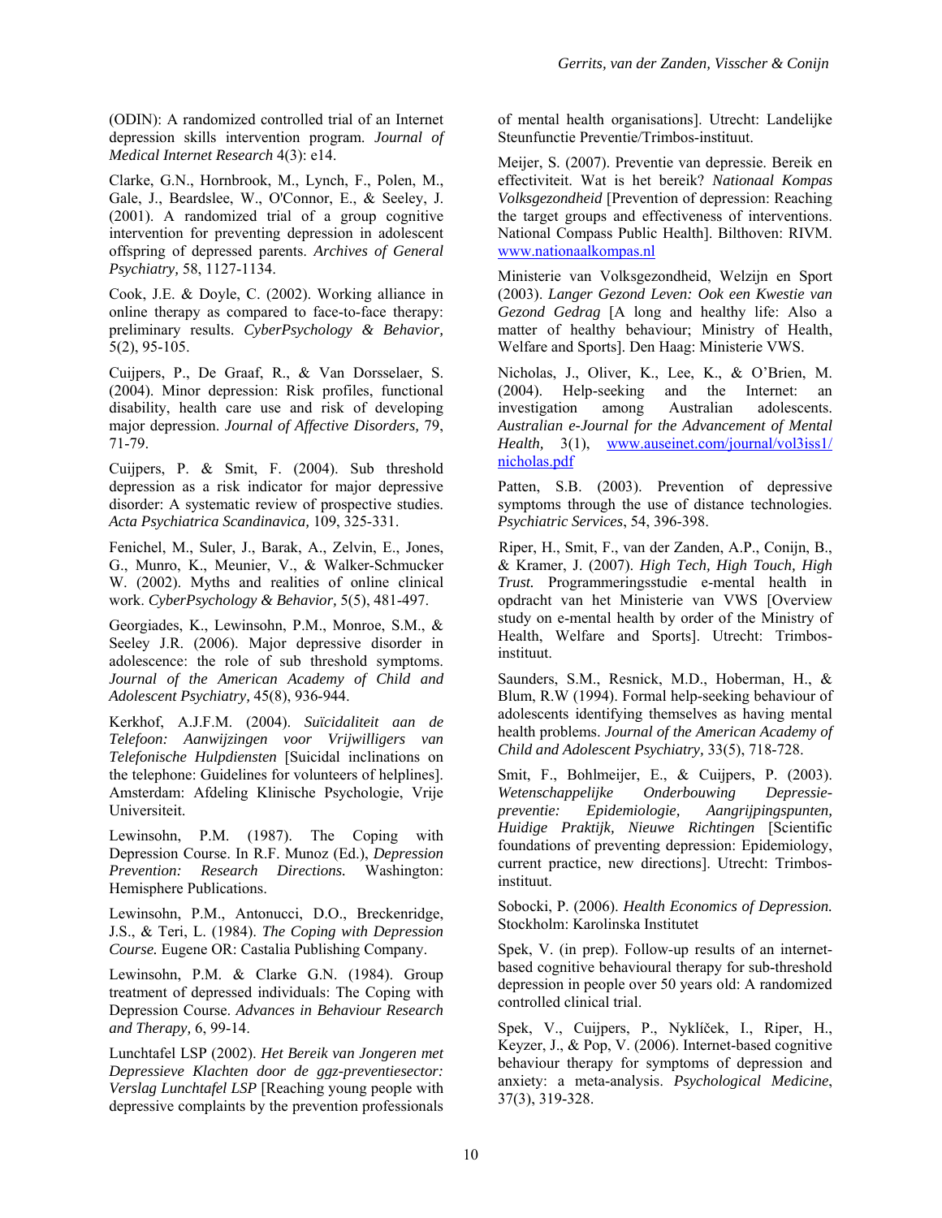(ODIN): A randomized controlled trial of an Internet depression skills intervention program. *Journal of Medical Internet Research* 4(3): e14.

Clarke, G.N., Hornbrook, M., Lynch, F., Polen, M., Gale, J., Beardslee, W., O'Connor, E., & Seeley, J. (2001). A randomized trial of a group cognitive intervention for preventing depression in adolescent offspring of depressed parents. *Archives of General Psychiatry,* 58, 1127-1134.

Cook, J.E. & Doyle, C. (2002). Working alliance in online therapy as compared to face-to-face therapy: preliminary results. *CyberPsychology & Behavior,* 5(2), 95-105.

Cuijpers, P., De Graaf, R., & Van Dorsselaer, S. (2004). Minor depression: Risk profiles, functional disability, health care use and risk of developing major depression. *Journal of Affective Disorders,* 79, 71-79.

Cuijpers, P. & Smit, F. (2004). Sub threshold depression as a risk indicator for major depressive disorder: A systematic review of prospective studies. *Acta Psychiatrica Scandinavica,* 109, 325-331.

Fenichel, M., Suler, J., Barak, A., Zelvin, E., Jones, G., Munro, K., Meunier, V., & Walker-Schmucker W. (2002). Myths and realities of online clinical work. *CyberPsychology & Behavior,* 5(5), 481-497.

Georgiades, K., Lewinsohn, P.M., Monroe, S.M., & Seeley J.R. (2006). Major depressive disorder in adolescence: the role of sub threshold symptoms. *Journal of the American Academy of Child and Adolescent Psychiatry,* 45(8), 936-944.

Kerkhof, A.J.F.M. (2004). *Suïcidaliteit aan de Telefoon: Aanwijzingen voor Vrijwilligers van Telefonische Hulpdiensten* [Suicidal inclinations on the telephone: Guidelines for volunteers of helplines]. Amsterdam: Afdeling Klinische Psychologie, Vrije Universiteit.

Lewinsohn, P.M. (1987). The Coping with Depression Course. In R.F. Munoz (Ed.), *Depression Prevention: Research Directions.* Washington: Hemisphere Publications.

Lewinsohn, P.M., Antonucci, D.O., Breckenridge, J.S., & Teri, L. (1984). *The Coping with Depression Course.* Eugene OR: Castalia Publishing Company.

Lewinsohn, P.M. & Clarke G.N. (1984). Group treatment of depressed individuals: The Coping with Depression Course. *Advances in Behaviour Research and Therapy,* 6, 99-14.

Lunchtafel LSP (2002). *Het Bereik van Jongeren met Depressieve Klachten door de ggz-preventiesector: Verslag Lunchtafel LSP* [Reaching young people with depressive complaints by the prevention professionals of mental health organisations]. Utrecht: Landelijke Steunfunctie Preventie/Trimbos-instituut.

Meijer, S. (2007). Preventie van depressie. Bereik en effectiviteit. Wat is het bereik? *Nationaal Kompas Volksgezondheid* [Prevention of depression: Reaching the target groups and effectiveness of interventions. National Compass Public Health]. Bilthoven: RIVM. www.nationaalkompas.nl

Ministerie van Volksgezondheid, Welzijn en Sport (2003). *Langer Gezond Leven: Ook een Kwestie van Gezond Gedrag* [A long and healthy life: Also a matter of healthy behaviour; Ministry of Health, Welfare and Sports]. Den Haag: Ministerie VWS.

Nicholas, J., Oliver, K., Lee, K., & O'Brien, M. (2004). Help-seeking and the Internet: an investigation among Australian adolescents. *Australian e-Journal for the Advancement of Mental Health,* 3(1), www.auseinet.com/journal/vol3iss1/nicholas.pdf

Patten, S.B. (2003). Prevention of depressive symptoms through the use of distance technologies. *Psychiatric Services*, 54, 396-398.

Riper, H., Smit, F., van der Zanden, A.P., Conijn, B., & Kramer, J. (2007). *High Tech, High Touch, High Trust.* Programmeringsstudie e-mental health in opdracht van het Ministerie van VWS [Overview study on e-mental health by order of the Ministry of Health, Welfare and Sports]. Utrecht: Trimbos-instituut.

Saunders, S.M., Resnick, M.D., Hoberman, H., & Blum, R.W (1994). Formal help-seeking behaviour of adolescents identifying themselves as having mental health problems. *Journal of the American Academy of Child and Adolescent Psychiatry,* 33(5), 718-728.

Smit, F., Bohlmeijer, E., & Cuijpers, P. (2003). *Wetenschappelijke Onderbouwing Depressie-preventie: Epidemiologie, Aangrijpingspunten, Huidige Praktijk, Nieuwe Richtingen* [Scientific foundations of preventing depression: Epidemiology, current practice, new directions]. Utrecht: Trimbos-instituut.

Sobocki, P. (2006). *Health Economics of Depression.* Stockholm: Karolinska Institutet

Spek, V. (in prep). Follow-up results of an internet-based cognitive behavioural therapy for sub-threshold depression in people over 50 years old: A randomized controlled clinical trial.

Spek, V., Cuijpers, P., Nyklíček, I., Riper, H., Keyzer, J., & Pop, V. (2006). Internet-based cognitive behaviour therapy for symptoms of depression and anxiety: a meta-analysis. *Psychological Medicine*, 37(3), 319-328.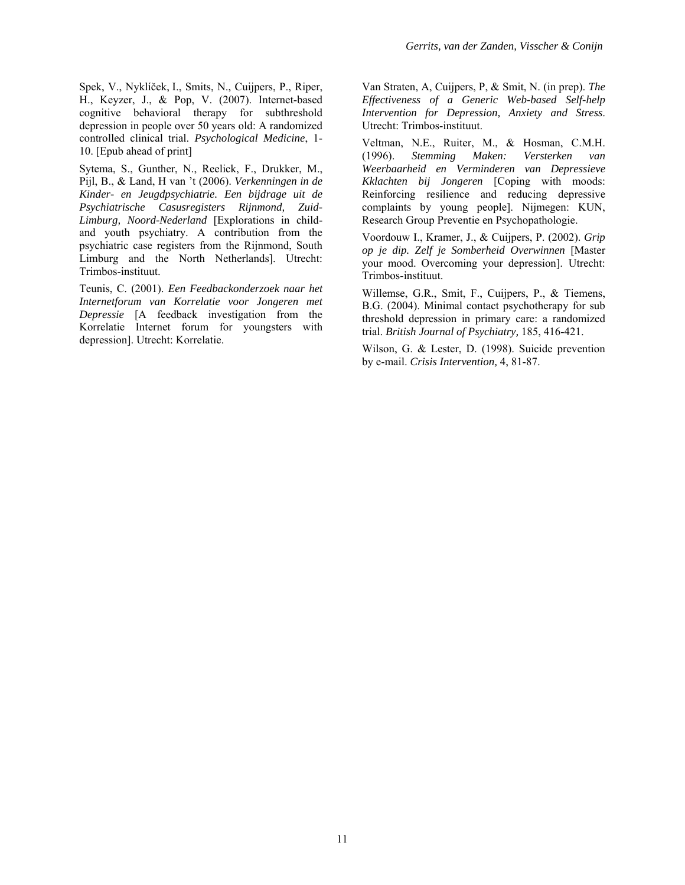Spek, V., Nyklíček, I., Smits, N., Cuijpers, P., Riper, H., Keyzer, J., & Pop, V. (2007). Internet-based cognitive behavioral therapy for subthreshold depression in people over 50 years old: A randomized controlled clinical trial. *Psychological Medicine*, 1-10. [Epub ahead of print]

Sytema, S., Gunther, N., Reelick, F., Drukker, M., Pijl, B., & Land, H van 't (2006). *Verkenningen in de Kinder- en Jeugdpsychiatrie. Een bijdrage uit de Psychiatrische Casusregisters Rijnmond, Zuid-Limburg, Noord-Nederland* [Explorations in child- and youth psychiatry. A contribution from the psychiatric case registers from the Rijnmond, South Limburg and the North Netherlands]. Utrecht: Trimbos-instituut.

Teunis, C. (2001). *Een Feedbackonderzoek naar het Internetforum van Korrelatie voor Jongeren met Depressie* [A feedback investigation from the Korrelatie Internet forum for youngsters with depression]. Utrecht: Korrelatie.

Van Straten, A, Cuijpers, P, & Smit, N. (in prep). *The Effectiveness of a Generic Web-based Self-help Intervention for Depression, Anxiety and Stress*. Utrecht: Trimbos-instituut.

Veltman, N.E., Ruiter, M., & Hosman, C.M.H. (1996). *Stemming Maken: Versterken van Weerbaarheid en Verminderen van Depressieve Kklachten bij Jongeren* [Coping with moods: Reinforcing resilience and reducing depressive complaints by young people]. Nijmegen: KUN, Research Group Preventie en Psychopathologie.

Voordouw I., Kramer, J., & Cuijpers, P. (2002). *Grip op je dip. Zelf je Somberheid Overwinnen* [Master your mood. Overcoming your depression]. Utrecht: Trimbos-instituut.

Willemse, G.R., Smit, F., Cuijpers, P., & Tiemens, B.G. (2004). Minimal contact psychotherapy for sub threshold depression in primary care: a randomized trial. *British Journal of Psychiatry,* 185, 416-421.

Wilson, G. & Lester, D. (1998). Suicide prevention by e-mail. *Crisis Intervention,* 4, 81-87.